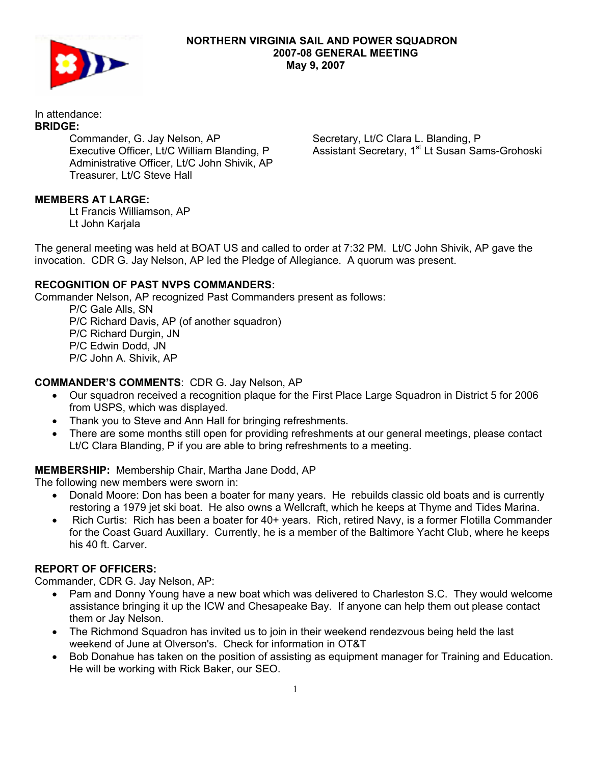# NORTHERN VIRGINIA SAIL AND POWER SQUADRON
## 2007-08 GENERAL MEETING
## May 9, 2007

In attendance:

**BRIDGE:**

Commander, G. Jay Nelson, AP
Executive Officer, Lt/C William Blanding, P
Administrative Officer, Lt/C John Shivik, AP
Treasurer, Lt/C Steve Hall
Secretary, Lt/C Clara L. Blanding, P
Assistant Secretary, 1st Lt Susan Sams-Grohoski

**MEMBERS AT LARGE:**

Lt Francis Williamson, AP
Lt John Karjala

The general meeting was held at BOAT US and called to order at 7:32 PM. Lt/C John Shivik, AP gave the invocation. CDR G. Jay Nelson, AP led the Pledge of Allegiance. A quorum was present.

**RECOGNITION OF PAST NVPS COMMANDERS:**

Commander Nelson, AP recognized Past Commanders present as follows:

P/C Gale Alls, SN
P/C Richard Davis, AP (of another squadron)
P/C Richard Durgin, JN
P/C Edwin Dodd, JN
P/C John A. Shivik, AP

**COMMANDER'S COMMENTS**: CDR G. Jay Nelson, AP

- Our squadron received a recognition plaque for the First Place Large Squadron in District 5 for 2006 from USPS, which was displayed.
- Thank you to Steve and Ann Hall for bringing refreshments.
- There are some months still open for providing refreshments at our general meetings, please contact Lt/C Clara Blanding, P if you are able to bring refreshments to a meeting.

**MEMBERSHIP:** Membership Chair, Martha Jane Dodd, AP

The following new members were sworn in:

- Donald Moore: Don has been a boater for many years. He rebuilds classic old boats and is currently restoring a 1979 jet ski boat. He also owns a Wellcraft, which he keeps at Thyme and Tides Marina.
- Rich Curtis: Rich has been a boater for 40+ years. Rich, retired Navy, is a former Flotilla Commander for the Coast Guard Auxillary. Currently, he is a member of the Baltimore Yacht Club, where he keeps his 40 ft. Carver.

**REPORT OF OFFICERS:**

Commander, CDR G. Jay Nelson, AP:

- Pam and Donny Young have a new boat which was delivered to Charleston S.C. They would welcome assistance bringing it up the ICW and Chesapeake Bay. If anyone can help them out please contact them or Jay Nelson.
- The Richmond Squadron has invited us to join in their weekend rendezvous being held the last weekend of June at Olverson's. Check for information in OT&T
- Bob Donahue has taken on the position of assisting as equipment manager for Training and Education. He will be working with Rick Baker, our SEO.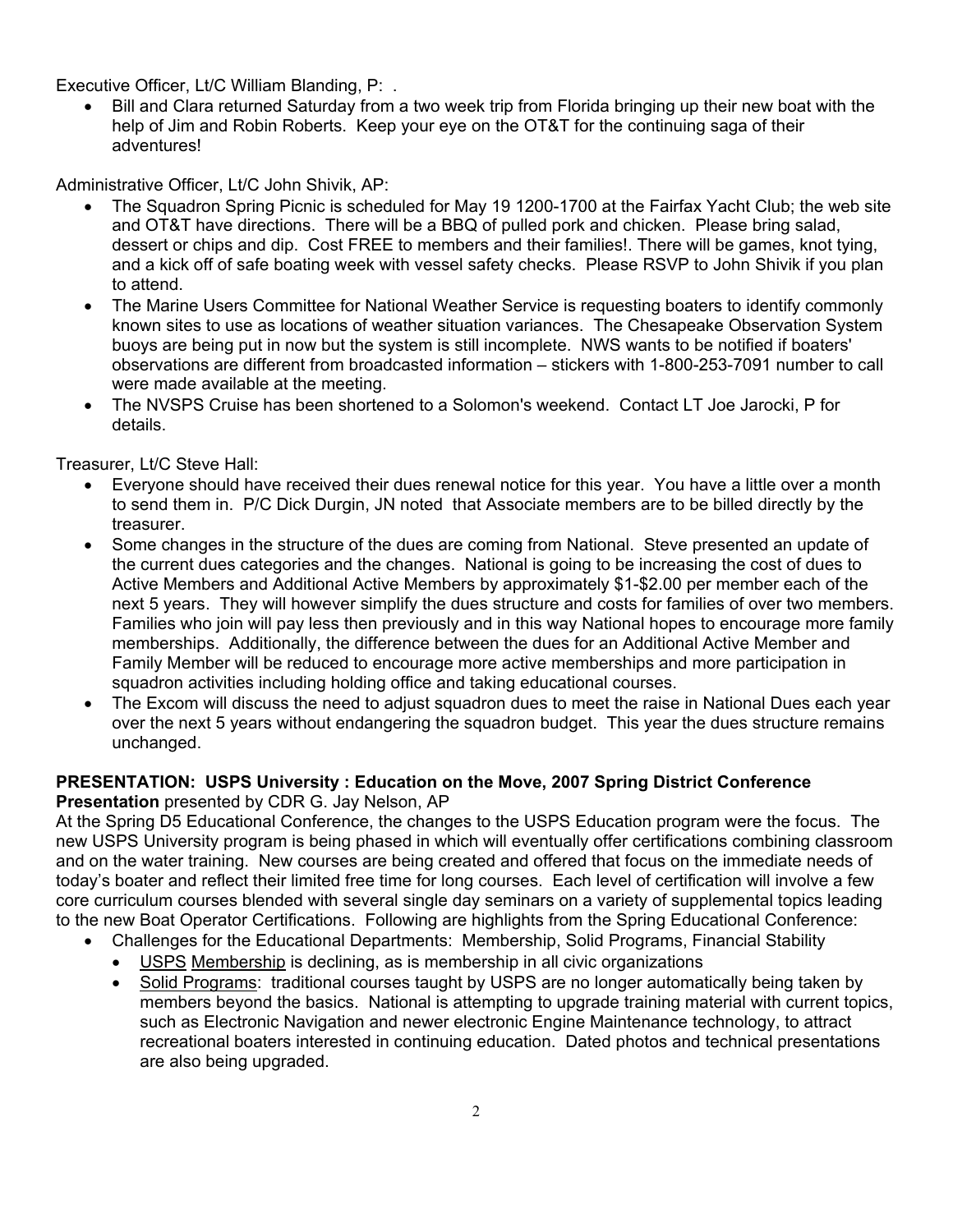Executive Officer, Lt/C William Blanding, P: .

- Bill and Clara returned Saturday from a two week trip from Florida bringing up their new boat with the help of Jim and Robin Roberts. Keep your eye on the OT&T for the continuing saga of their adventures!

Administrative Officer, Lt/C John Shivik, AP:

- The Squadron Spring Picnic is scheduled for May 19 1200-1700 at the Fairfax Yacht Club; the web site and OT&T have directions. There will be a BBQ of pulled pork and chicken. Please bring salad, dessert or chips and dip. Cost FREE to members and their families!. There will be games, knot tying, and a kick off of safe boating week with vessel safety checks. Please RSVP to John Shivik if you plan to attend.
- The Marine Users Committee for National Weather Service is requesting boaters to identify commonly known sites to use as locations of weather situation variances. The Chesapeake Observation System buoys are being put in now but the system is still incomplete. NWS wants to be notified if boaters' observations are different from broadcasted information – stickers with 1-800-253-7091 number to call were made available at the meeting.
- The NVSPS Cruise has been shortened to a Solomon's weekend. Contact LT Joe Jarocki, P for details.

Treasurer, Lt/C Steve Hall:

- Everyone should have received their dues renewal notice for this year. You have a little over a month to send them in. P/C Dick Durgin, JN noted that Associate members are to be billed directly by the treasurer.
- Some changes in the structure of the dues are coming from National. Steve presented an update of the current dues categories and the changes. National is going to be increasing the cost of dues to Active Members and Additional Active Members by approximately $1-$2.00 per member each of the next 5 years. They will however simplify the dues structure and costs for families of over two members. Families who join will pay less then previously and in this way National hopes to encourage more family memberships. Additionally, the difference between the dues for an Additional Active Member and Family Member will be reduced to encourage more active memberships and more participation in squadron activities including holding office and taking educational courses.
- The Excom will discuss the need to adjust squadron dues to meet the raise in National Dues each year over the next 5 years without endangering the squadron budget. This year the dues structure remains unchanged.

**PRESENTATION: USPS University : Education on the Move, 2007 Spring District Conference Presentation** presented by CDR G. Jay Nelson, AP

At the Spring D5 Educational Conference, the changes to the USPS Education program were the focus. The new USPS University program is being phased in which will eventually offer certifications combining classroom and on the water training. New courses are being created and offered that focus on the immediate needs of today's boater and reflect their limited free time for long courses. Each level of certification will involve a few core curriculum courses blended with several single day seminars on a variety of supplemental topics leading to the new Boat Operator Certifications. Following are highlights from the Spring Educational Conference:

- Challenges for the Educational Departments: Membership, Solid Programs, Financial Stability
  - USPS Membership is declining, as is membership in all civic organizations
  - Solid Programs: traditional courses taught by USPS are no longer automatically being taken by members beyond the basics. National is attempting to upgrade training material with current topics, such as Electronic Navigation and newer electronic Engine Maintenance technology, to attract recreational boaters interested in continuing education. Dated photos and technical presentations are also being upgraded.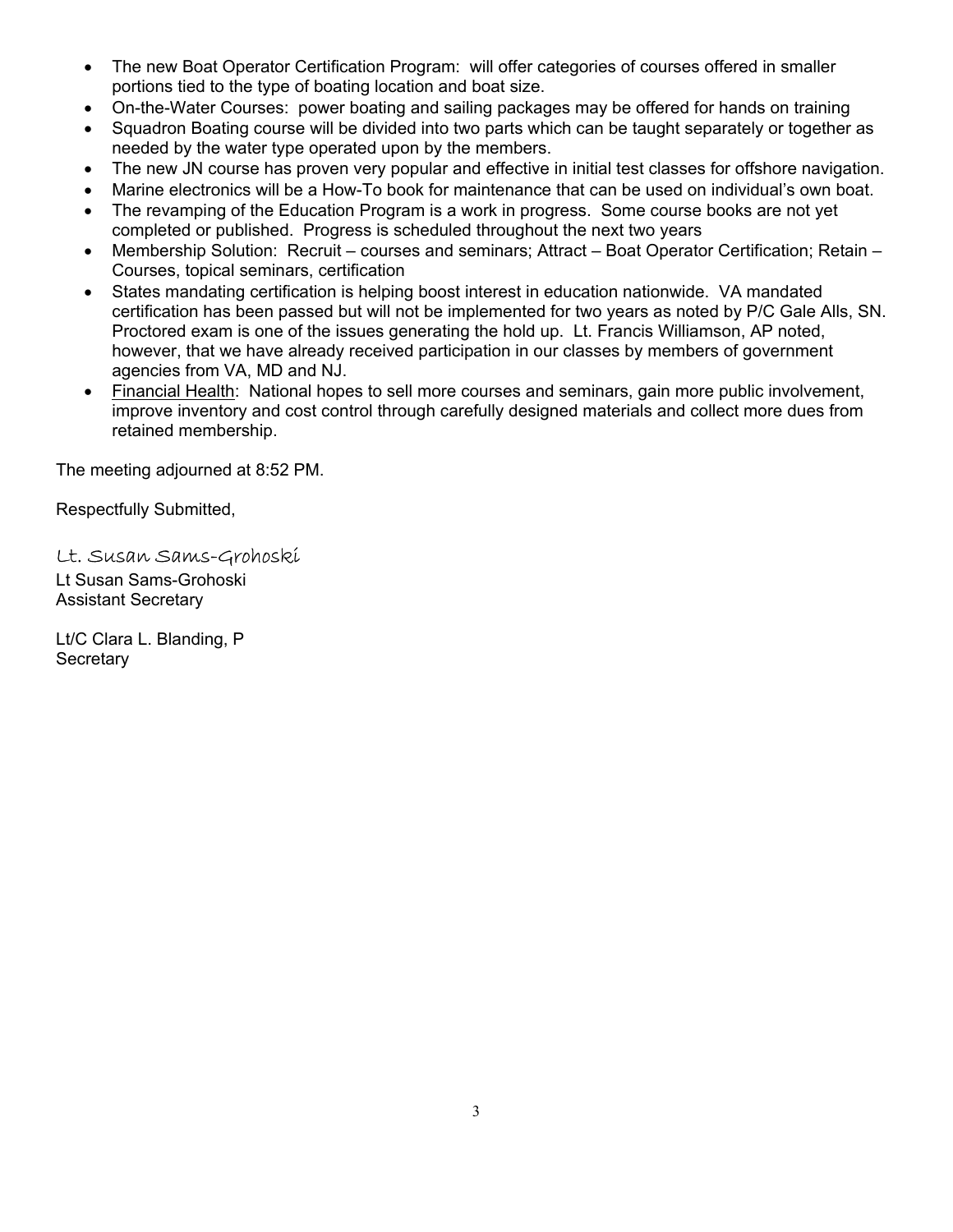- The new Boat Operator Certification Program: will offer categories of courses offered in smaller portions tied to the type of boating location and boat size.
- On-the-Water Courses: power boating and sailing packages may be offered for hands on training
- Squadron Boating course will be divided into two parts which can be taught separately or together as needed by the water type operated upon by the members.
- The new JN course has proven very popular and effective in initial test classes for offshore navigation.
- Marine electronics will be a How-To book for maintenance that can be used on individual's own boat.
- The revamping of the Education Program is a work in progress. Some course books are not yet completed or published. Progress is scheduled throughout the next two years
- Membership Solution: Recruit – courses and seminars; Attract – Boat Operator Certification; Retain – Courses, topical seminars, certification
- States mandating certification is helping boost interest in education nationwide. VA mandated certification has been passed but will not be implemented for two years as noted by P/C Gale Alls, SN. Proctored exam is one of the issues generating the hold up. Lt. Francis Williamson, AP noted, however, that we have already received participation in our classes by members of government agencies from VA, MD and NJ.
- <u>Financial Health</u>: National hopes to sell more courses and seminars, gain more public involvement, improve inventory and cost control through carefully designed materials and collect more dues from retained membership.

The meeting adjourned at 8:52 PM.

Respectfully Submitted,

*Lt. Susan Sams-Grohoski*
Lt Susan Sams-Grohoski
Assistant Secretary

Lt/C Clara L. Blanding, P
Secretary